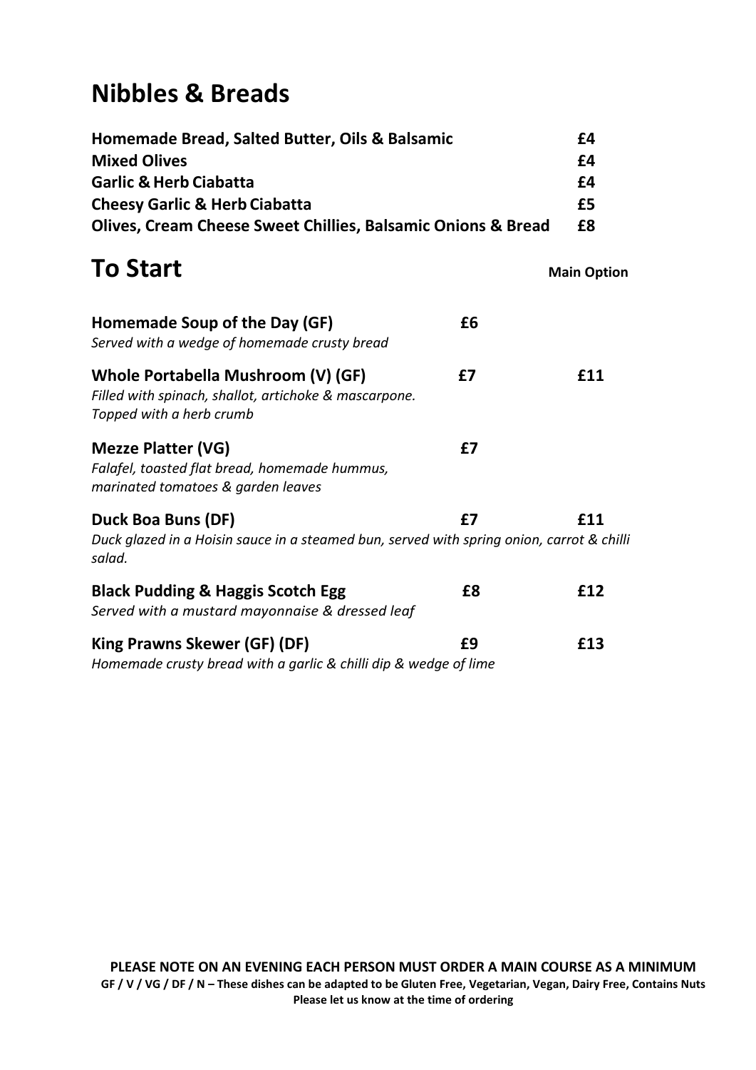# Nibbles & Breads

| | |
|---|---|
| **Homemade Bread, Salted Butter, Oils & Balsamic** | **£4** |
| **Mixed Olives** | **£4** |
| **Garlic & Herb Ciabatta** | **£4** |
| **Cheesy Garlic & Herb Ciabatta** | **£5** |
| **Olives, Cream Cheese Sweet Chillies, Balsamic Onions & Bread** | **£8** |

# To Start

| | | Main Option |
|---|---|---|
| **Homemade Soup of the Day (GF)**<br>*Served with a wedge of homemade crusty bread* | **£6** | |
| **Whole Portabella Mushroom (V) (GF)**<br>*Filled with spinach, shallot, artichoke & mascarpone. Topped with a herb crumb* | **£7** | **£11** |
| **Mezze Platter (VG)**<br>*Falafel, toasted flat bread, homemade hummus, marinated tomatoes & garden leaves* | **£7** | |
| **Duck Boa Buns (DF)**<br>*Duck glazed in a Hoisin sauce in a steamed bun, served with spring onion, carrot & chilli salad.* | **£7** | **£11** |
| **Black Pudding & Haggis Scotch Egg**<br>*Served with a mustard mayonnaise & dressed leaf* | **£8** | **£12** |
| **King Prawns Skewer (GF) (DF)**<br>*Homemade crusty bread with a garlic & chilli dip & wedge of lime* | **£9** | **£13** |

**PLEASE NOTE ON AN EVENING EACH PERSON MUST ORDER A MAIN COURSE AS A MINIMUM**

**GF / V / VG / DF / N – These dishes can be adapted to be Gluten Free, Vegetarian, Vegan, Dairy Free, Contains Nuts**

**Please let us know at the time of ordering**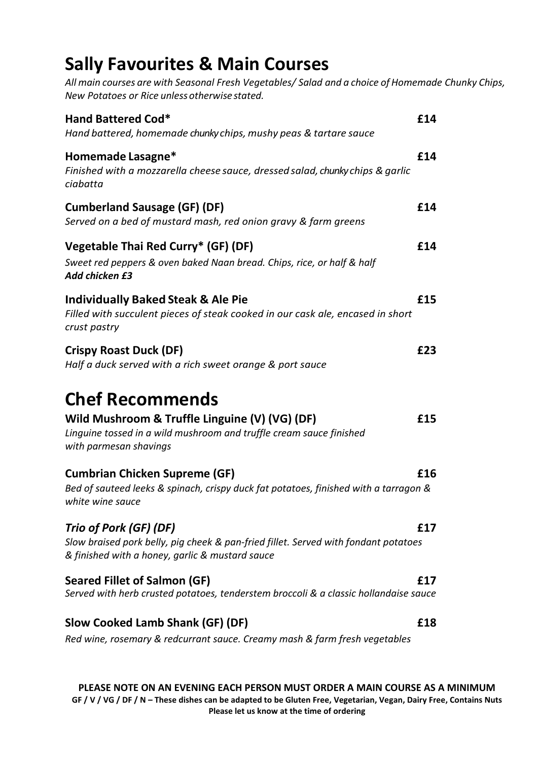# Sally Favourites & Main Courses

*All main courses are with Seasonal Fresh Vegetables/ Salad and a choice of Homemade Chunky Chips, New Potatoes or Rice unless otherwise stated.*

**Hand Battered Cod*** **£14**
*Hand battered, homemade chunky chips, mushy peas & tartare sauce*

**Homemade Lasagne*** **£14**
*Finished with a mozzarella cheese sauce, dressed salad, chunky chips & garlic ciabatta*

**Cumberland Sausage (GF) (DF)** **£14**
*Served on a bed of mustard mash, red onion gravy & farm greens*

**Vegetable Thai Red Curry* (GF) (DF)** **£14**
*Sweet red peppers & oven baked Naan bread. Chips, rice, or half & half*
***Add chicken £3***

**Individually Baked Steak & Ale Pie** **£15**
*Filled with succulent pieces of steak cooked in our cask ale, encased in short crust pastry*

**Crispy Roast Duck (DF)** **£23**
*Half a duck served with a rich sweet orange & port sauce*

# Chef Recommends

**Wild Mushroom & Truffle Linguine (V) (VG) (DF)** **£15**
*Linguine tossed in a wild mushroom and truffle cream sauce finished with parmesan shavings*

**Cumbrian Chicken Supreme (GF)** **£16**
*Bed of sauteed leeks & spinach, crispy duck fat potatoes, finished with a tarragon & white wine sauce*

***Trio of Pork (GF) (DF)*** **£17**
*Slow braised pork belly, pig cheek & pan-fried fillet. Served with fondant potatoes & finished with a honey, garlic & mustard sauce*

**Seared Fillet of Salmon (GF)** **£17**
*Served with herb crusted potatoes, tenderstem broccoli & a classic hollandaise sauce*

**Slow Cooked Lamb Shank (GF) (DF)** **£18**
*Red wine, rosemary & redcurrant sauce. Creamy mash & farm fresh vegetables*

**PLEASE NOTE ON AN EVENING EACH PERSON MUST ORDER A MAIN COURSE AS A MINIMUM**
**GF / V / VG / DF / N – These dishes can be adapted to be Gluten Free, Vegetarian, Vegan, Dairy Free, Contains Nuts**
**Please let us know at the time of ordering**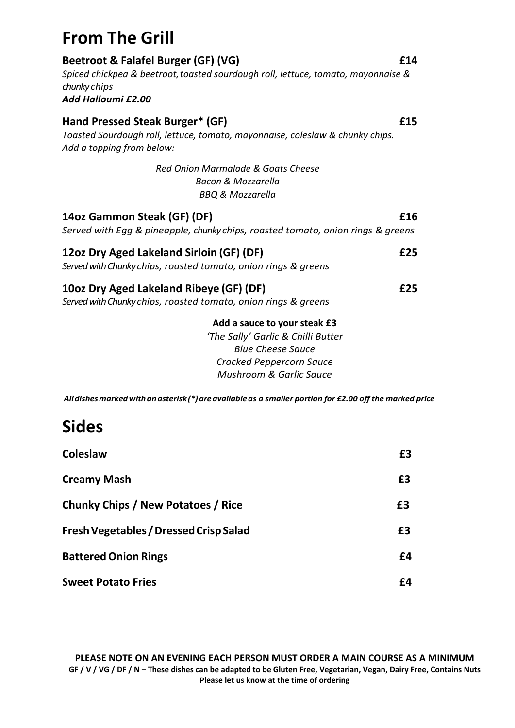# From The Grill

**Beetroot & Falafel Burger (GF) (VG)** **£14**
*Spiced chickpea & beetroot, toasted sourdough roll, lettuce, tomato, mayonnaise & chunky chips*
***Add Halloumi £2.00***

**Hand Pressed Steak Burger* (GF)** **£15**
*Toasted Sourdough roll, lettuce, tomato, mayonnaise, coleslaw & chunky chips. Add a topping from below:*

*Red Onion Marmalade & Goats Cheese*
*Bacon & Mozzarella*
*BBQ & Mozzarella*

**14oz Gammon Steak (GF) (DF)** **£16**
*Served with Egg & pineapple, chunky chips, roasted tomato, onion rings & greens*

**12oz Dry Aged Lakeland Sirloin (GF) (DF)** **£25**
*Served with Chunky chips, roasted tomato, onion rings & greens*

**10oz Dry Aged Lakeland Ribeye (GF) (DF)** **£25**
*Served with Chunky chips, roasted tomato, onion rings & greens*

**Add a sauce to your steak £3**
*'The Sally' Garlic & Chilli Butter*
*Blue Cheese Sauce*
*Cracked Peppercorn Sauce*
*Mushroom & Garlic Sauce*

***All dishes marked with an asterisk (*) are available as a smaller portion for £2.00 off the marked price***

# Sides

| | |
|---|---|
| **Coleslaw** | **£3** |
| **Creamy Mash** | **£3** |
| **Chunky Chips / New Potatoes / Rice** | **£3** |
| **Fresh Vegetables / Dressed Crisp Salad** | **£3** |
| **Battered Onion Rings** | **£4** |
| **Sweet Potato Fries** | **£4** |

**PLEASE NOTE ON AN EVENING EACH PERSON MUST ORDER A MAIN COURSE AS A MINIMUM**
**GF / V / VG / DF / N – These dishes can be adapted to be Gluten Free, Vegetarian, Vegan, Dairy Free, Contains Nuts**
**Please let us know at the time of ordering**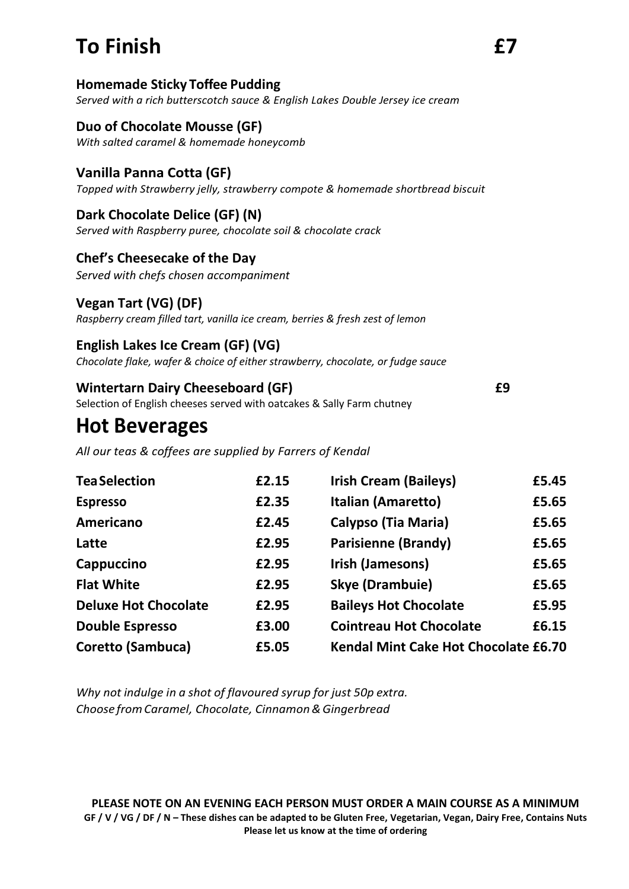# To Finish £7

**Homemade Sticky Toffee Pudding**
*Served with a rich butterscotch sauce & English Lakes Double Jersey ice cream*

**Duo of Chocolate Mousse (GF)**
*With salted caramel & homemade honeycomb*

**Vanilla Panna Cotta (GF)**
*Topped with Strawberry jelly, strawberry compote & homemade shortbread biscuit*

**Dark Chocolate Delice (GF) (N)**
*Served with Raspberry puree, chocolate soil & chocolate crack*

**Chef's Cheesecake of the Day**
*Served with chefs chosen accompaniment*

**Vegan Tart (VG) (DF)**
*Raspberry cream filled tart, vanilla ice cream, berries & fresh zest of lemon*

**English Lakes Ice Cream (GF) (VG)**
*Chocolate flake, wafer & choice of either strawberry, chocolate, or fudge sauce*

**Wintertarn Dairy Cheeseboard (GF)** **£9**
Selection of English cheeses served with oatcakes & Sally Farm chutney

# Hot Beverages

*All our teas & coffees are supplied by Farrers of Kendal*

| | | | |
|---|---|---|---|
| **Tea Selection** | **£2.15** | **Irish Cream (Baileys)** | **£5.45** |
| **Espresso** | **£2.35** | **Italian (Amaretto)** | **£5.65** |
| **Americano** | **£2.45** | **Calypso (Tia Maria)** | **£5.65** |
| **Latte** | **£2.95** | **Parisienne (Brandy)** | **£5.65** |
| **Cappuccino** | **£2.95** | **Irish (Jamesons)** | **£5.65** |
| **Flat White** | **£2.95** | **Skye (Drambuie)** | **£5.65** |
| **Deluxe Hot Chocolate** | **£2.95** | **Baileys Hot Chocolate** | **£5.95** |
| **Double Espresso** | **£3.00** | **Cointreau Hot Chocolate** | **£6.15** |
| **Coretto (Sambuca)** | **£5.05** | **Kendal Mint Cake Hot Chocolate** | **£6.70** |

*Why not indulge in a shot of flavoured syrup for just 50p extra.*
*Choose from Caramel, Chocolate, Cinnamon & Gingerbread*

**PLEASE NOTE ON AN EVENING EACH PERSON MUST ORDER A MAIN COURSE AS A MINIMUM**
**GF / V / VG / DF / N – These dishes can be adapted to be Gluten Free, Vegetarian, Vegan, Dairy Free, Contains Nuts**
**Please let us know at the time of ordering**